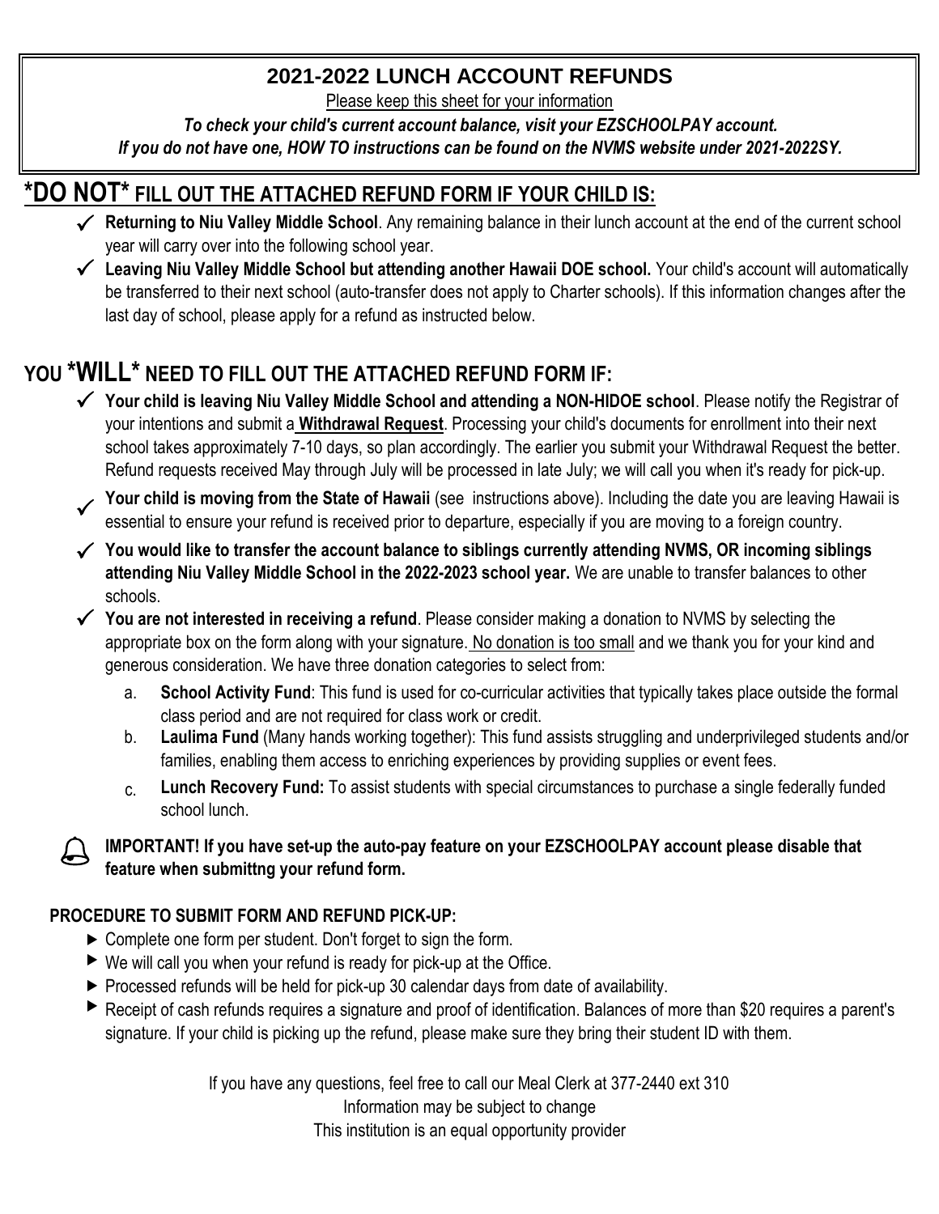# 2021-2022 LUNCH ACCOUNT REFUNDS

Please keep this sheet for your information

***To check your child's current account balance, visit your EZSCHOOLPAY account.***
***If you do not have one, HOW TO instructions can be found on the NVMS website under 2021-2022SY.***

## *DO NOT* FILL OUT THE ATTACHED REFUND FORM IF YOUR CHILD IS:

- ✓ **Returning to Niu Valley Middle School**. Any remaining balance in their lunch account at the end of the current school year will carry over into the following school year.
- ✓ **Leaving Niu Valley Middle School but attending another Hawaii DOE school.** Your child's account will automatically be transferred to their next school (auto-transfer does not apply to Charter schools). If this information changes after the last day of school, please apply for a refund as instructed below.

## YOU *WILL* NEED TO FILL OUT THE ATTACHED REFUND FORM IF:

- ✓ **Your child is leaving Niu Valley Middle School and attending a NON-HIDOE school**. Please notify the Registrar of your intentions and submit a **Withdrawal Request**. Processing your child's documents for enrollment into their next school takes approximately 7-10 days, so plan accordingly. The earlier you submit your Withdrawal Request the better. Refund requests received May through July will be processed in late July; we will call you when it's ready for pick-up.
- ✓ **Your child is moving from the State of Hawaii** (see instructions above). Including the date you are leaving Hawaii is essential to ensure your refund is received prior to departure, especially if you are moving to a foreign country.
- ✓ **You would like to transfer the account balance to siblings currently attending NVMS, OR incoming siblings attending Niu Valley Middle School in the 2022-2023 school year.** We are unable to transfer balances to other schools.
- ✓ **You are not interested in receiving a refund**. Please consider making a donation to NVMS by selecting the appropriate box on the form along with your signature. No donation is too small and we thank you for your kind and generous consideration. We have three donation categories to select from:
  a. **School Activity Fund**: This fund is used for co-curricular activities that typically takes place outside the formal class period and are not required for class work or credit.
  b. **Laulima Fund** (Many hands working together): This fund assists struggling and underprivileged students and/or families, enabling them access to enriching experiences by providing supplies or event fees.
  c. **Lunch Recovery Fund:** To assist students with special circumstances to purchase a single federally funded school lunch.

**IMPORTANT! If you have set-up the auto-pay feature on your EZSCHOOLPAY account please disable that feature when submittng your refund form.**

### PROCEDURE TO SUBMIT FORM AND REFUND PICK-UP:

- ▶ Complete one form per student. Don't forget to sign the form.
- ▶ We will call you when your refund is ready for pick-up at the Office.
- ▶ Processed refunds will be held for pick-up 30 calendar days from date of availability.
- ▶ Receipt of cash refunds requires a signature and proof of identification. Balances of more than $20 requires a parent's signature. If your child is picking up the refund, please make sure they bring their student ID with them.

If you have any questions, feel free to call our Meal Clerk at 377-2440 ext 310

Information may be subject to change

This institution is an equal opportunity provider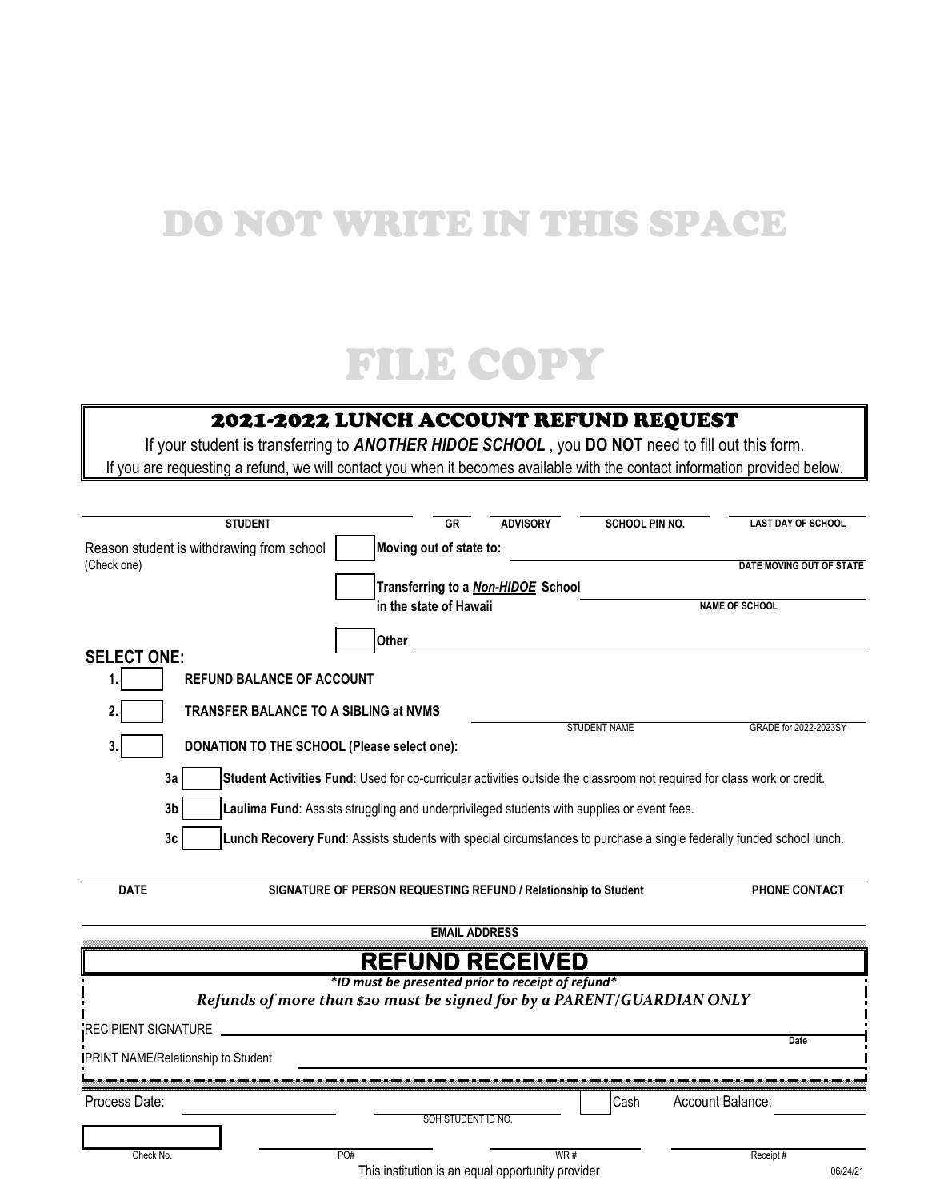DO NOT WRITE IN THIS SPACE

FILE COPY

# 2021-2022 LUNCH ACCOUNT REFUND REQUEST

If your student is transferring to ***ANOTHER HIDOE SCHOOL*** , you **DO NOT** need to fill out this form.
If you are requesting a refund, we will contact you when it becomes available with the contact information provided below.

| STUDENT | GR | ADVISORY | SCHOOL PIN NO. | LAST DAY OF SCHOOL |
|---|---|---|---|---|

Reason student is withdrawing from school (Check one)

- ☐ **Moving out of state to:** ______________ DATE MOVING OUT OF STATE
- ☐ **Transferring to a *Non-HIDOE* School in the state of Hawaii** ______________ NAME OF SCHOOL
- ☐ **Other** ______________

**SELECT ONE:**

1. ☐ **REFUND BALANCE OF ACCOUNT**
2. ☐ **TRANSFER BALANCE TO A SIBLING at NVMS** ______________ STUDENT NAME ______________ GRADE for 2022-2023SY
3. ☐ **DONATION TO THE SCHOOL (Please select one):**
   - 3a ☐ **Student Activities Fund**: Used for co-curricular activities outside the classroom not required for class work or credit.
   - 3b ☐ **Laulima Fund**: Assists struggling and underprivileged students with supplies or event fees.
   - 3c ☐ **Lunch Recovery Fund**: Assists students with special circumstances to purchase a single federally funded school lunch.

| DATE | SIGNATURE OF PERSON REQUESTING REFUND / Relationship to Student | PHONE CONTACT |
|---|---|---|

**EMAIL ADDRESS**

## REFUND RECEIVED

***\*ID must be presented prior to receipt of refund\****

***Refunds of more than $20 must be signed for by a PARENT/GUARDIAN ONLY***

RECIPIENT SIGNATURE ______________ Date

PRINT NAME/Relationship to Student ______________

Process Date: ______________ SOH STUDENT ID NO. ______________ ☐ Cash Account Balance: ______________

| Check No. | PO# | WR # | Receipt # |
|---|---|---|---|

This institution is an equal opportunity provider

06/24/21